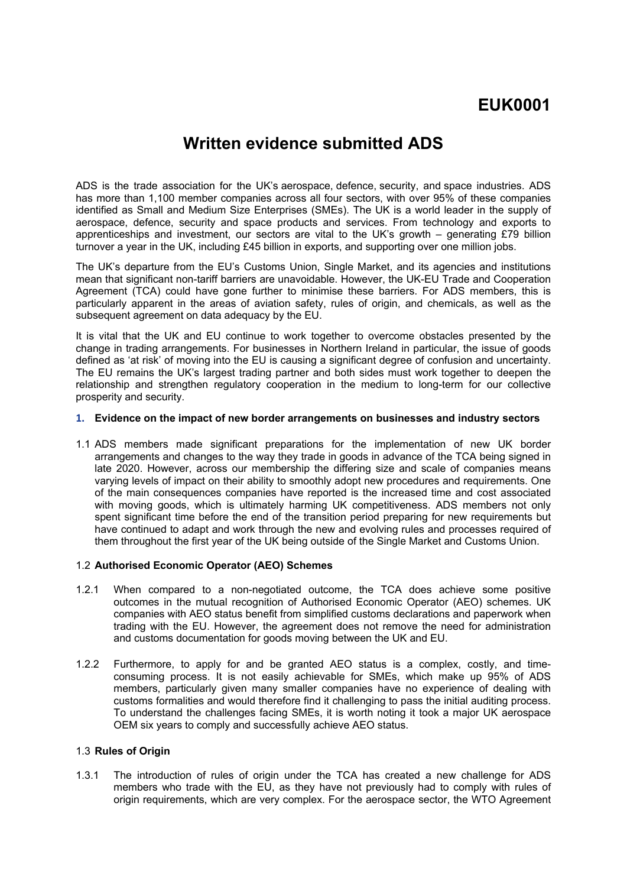# EUK0001

# Written evidence submitted ADS

ADS is the trade association for the UK's aerospace, defence, security, and space industries. ADS has more than 1,100 member companies across all four sectors, with over 95% of these companies identified as Small and Medium Size Enterprises (SMEs). The UK is a world leader in the supply of aerospace, defence, security and space products and services. From technology and exports to apprenticeships and investment, our sectors are vital to the UK's growth – generating £79 billion turnover a year in the UK, including £45 billion in exports, and supporting over one million jobs.

The UK's departure from the EU's Customs Union, Single Market, and its agencies and institutions mean that significant non-tariff barriers are unavoidable. However, the UK-EU Trade and Cooperation Agreement (TCA) could have gone further to minimise these barriers. For ADS members, this is particularly apparent in the areas of aviation safety, rules of origin, and chemicals, as well as the subsequent agreement on data adequacy by the EU.

It is vital that the UK and EU continue to work together to overcome obstacles presented by the change in trading arrangements. For businesses in Northern Ireland in particular, the issue of goods defined as 'at risk' of moving into the EU is causing a significant degree of confusion and uncertainty. The EU remains the UK's largest trading partner and both sides must work together to deepen the relationship and strengthen regulatory cooperation in the medium to long-term for our collective prosperity and security.

## 1. Evidence on the impact of new border arrangements on businesses and industry sectors

1.1 ADS members made significant preparations for the implementation of new UK border arrangements and changes to the way they trade in goods in advance of the TCA being signed in late 2020. However, across our membership the differing size and scale of companies means varying levels of impact on their ability to smoothly adopt new procedures and requirements. One of the main consequences companies have reported is the increased time and cost associated with moving goods, which is ultimately harming UK competitiveness. ADS members not only spent significant time before the end of the transition period preparing for new requirements but have continued to adapt and work through the new and evolving rules and processes required of them throughout the first year of the UK being outside of the Single Market and Customs Union.

### 1.2 Authorised Economic Operator (AEO) Schemes

1.2.1 When compared to a non-negotiated outcome, the TCA does achieve some positive outcomes in the mutual recognition of Authorised Economic Operator (AEO) schemes. UK companies with AEO status benefit from simplified customs declarations and paperwork when trading with the EU. However, the agreement does not remove the need for administration and customs documentation for goods moving between the UK and EU.

1.2.2 Furthermore, to apply for and be granted AEO status is a complex, costly, and time-consuming process. It is not easily achievable for SMEs, which make up 95% of ADS members, particularly given many smaller companies have no experience of dealing with customs formalities and would therefore find it challenging to pass the initial auditing process. To understand the challenges facing SMEs, it is worth noting it took a major UK aerospace OEM six years to comply and successfully achieve AEO status.

### 1.3 Rules of Origin

1.3.1 The introduction of rules of origin under the TCA has created a new challenge for ADS members who trade with the EU, as they have not previously had to comply with rules of origin requirements, which are very complex. For the aerospace sector, the WTO Agreement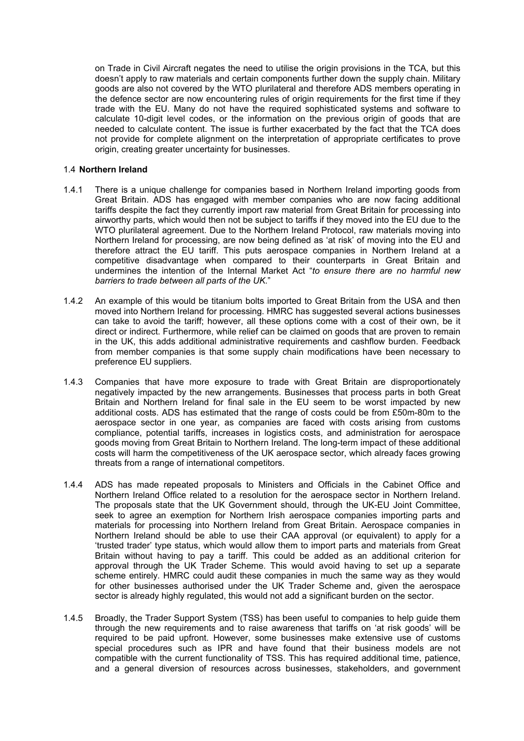on Trade in Civil Aircraft negates the need to utilise the origin provisions in the TCA, but this doesn't apply to raw materials and certain components further down the supply chain. Military goods are also not covered by the WTO plurilateral and therefore ADS members operating in the defence sector are now encountering rules of origin requirements for the first time if they trade with the EU. Many do not have the required sophisticated systems and software to calculate 10-digit level codes, or the information on the previous origin of goods that are needed to calculate content. The issue is further exacerbated by the fact that the TCA does not provide for complete alignment on the interpretation of appropriate certificates to prove origin, creating greater uncertainty for businesses.

### 1.4 **Northern Ireland**

1.4.1 There is a unique challenge for companies based in Northern Ireland importing goods from Great Britain. ADS has engaged with member companies who are now facing additional tariffs despite the fact they currently import raw material from Great Britain for processing into airworthy parts, which would then not be subject to tariffs if they moved into the EU due to the WTO plurilateral agreement. Due to the Northern Ireland Protocol, raw materials moving into Northern Ireland for processing, are now being defined as 'at risk' of moving into the EU and therefore attract the EU tariff. This puts aerospace companies in Northern Ireland at a competitive disadvantage when compared to their counterparts in Great Britain and undermines the intention of the Internal Market Act "*to ensure there are no harmful new barriers to trade between all parts of the UK*."

1.4.2 An example of this would be titanium bolts imported to Great Britain from the USA and then moved into Northern Ireland for processing. HMRC has suggested several actions businesses can take to avoid the tariff; however, all these options come with a cost of their own, be it direct or indirect. Furthermore, while relief can be claimed on goods that are proven to remain in the UK, this adds additional administrative requirements and cashflow burden. Feedback from member companies is that some supply chain modifications have been necessary to preference EU suppliers.

1.4.3 Companies that have more exposure to trade with Great Britain are disproportionately negatively impacted by the new arrangements. Businesses that process parts in both Great Britain and Northern Ireland for final sale in the EU seem to be worst impacted by new additional costs. ADS has estimated that the range of costs could be from £50m-80m to the aerospace sector in one year, as companies are faced with costs arising from customs compliance, potential tariffs, increases in logistics costs, and administration for aerospace goods moving from Great Britain to Northern Ireland. The long-term impact of these additional costs will harm the competitiveness of the UK aerospace sector, which already faces growing threats from a range of international competitors.

1.4.4 ADS has made repeated proposals to Ministers and Officials in the Cabinet Office and Northern Ireland Office related to a resolution for the aerospace sector in Northern Ireland. The proposals state that the UK Government should, through the UK-EU Joint Committee, seek to agree an exemption for Northern Irish aerospace companies importing parts and materials for processing into Northern Ireland from Great Britain. Aerospace companies in Northern Ireland should be able to use their CAA approval (or equivalent) to apply for a 'trusted trader' type status, which would allow them to import parts and materials from Great Britain without having to pay a tariff. This could be added as an additional criterion for approval through the UK Trader Scheme. This would avoid having to set up a separate scheme entirely. HMRC could audit these companies in much the same way as they would for other businesses authorised under the UK Trader Scheme and, given the aerospace sector is already highly regulated, this would not add a significant burden on the sector.

1.4.5 Broadly, the Trader Support System (TSS) has been useful to companies to help guide them through the new requirements and to raise awareness that tariffs on 'at risk goods' will be required to be paid upfront. However, some businesses make extensive use of customs special procedures such as IPR and have found that their business models are not compatible with the current functionality of TSS. This has required additional time, patience, and a general diversion of resources across businesses, stakeholders, and government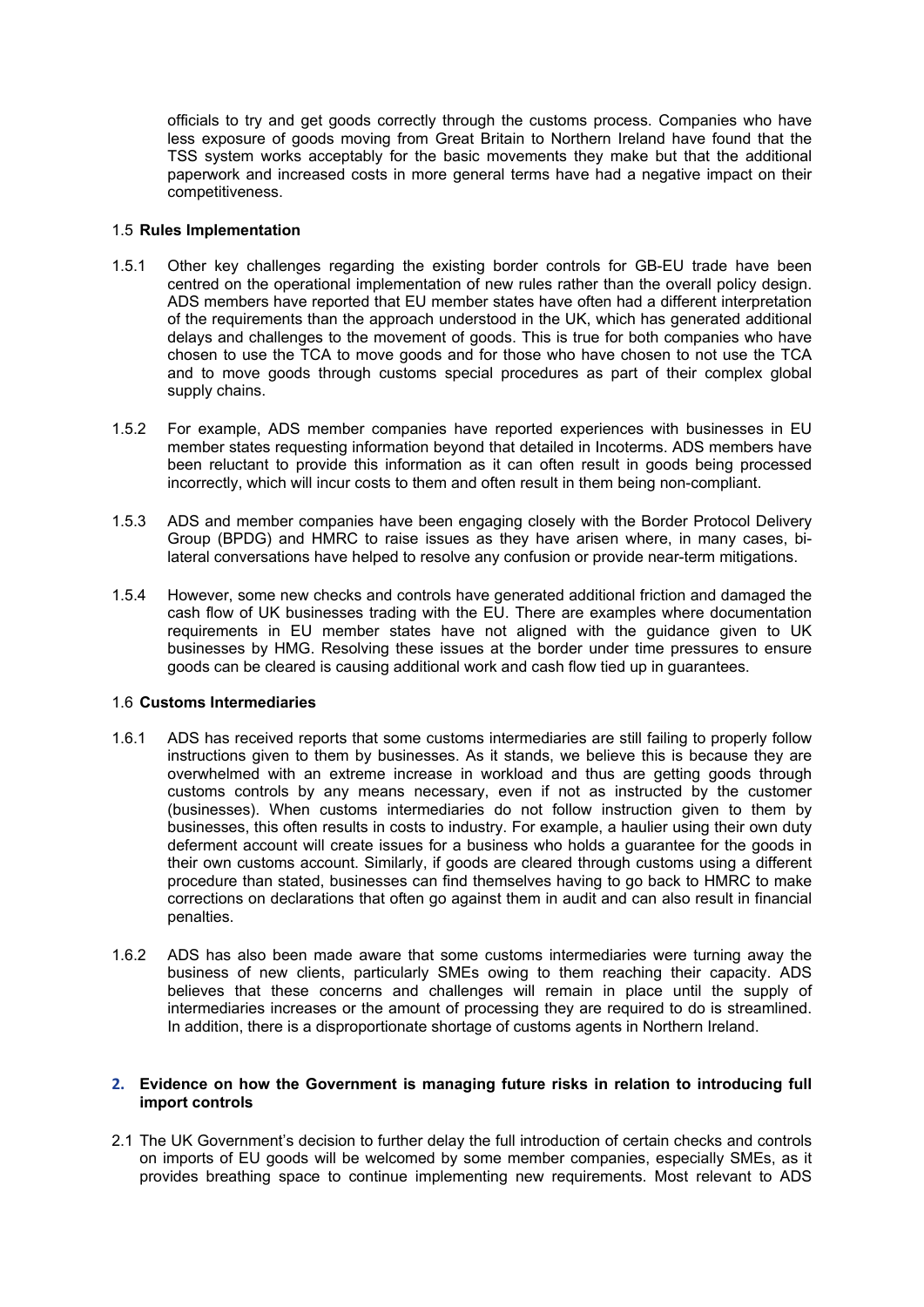officials to try and get goods correctly through the customs process. Companies who have less exposure of goods moving from Great Britain to Northern Ireland have found that the TSS system works acceptably for the basic movements they make but that the additional paperwork and increased costs in more general terms have had a negative impact on their competitiveness.

### 1.5 **Rules Implementation**

1.5.1 Other key challenges regarding the existing border controls for GB-EU trade have been centred on the operational implementation of new rules rather than the overall policy design. ADS members have reported that EU member states have often had a different interpretation of the requirements than the approach understood in the UK, which has generated additional delays and challenges to the movement of goods. This is true for both companies who have chosen to use the TCA to move goods and for those who have chosen to not use the TCA and to move goods through customs special procedures as part of their complex global supply chains.

1.5.2 For example, ADS member companies have reported experiences with businesses in EU member states requesting information beyond that detailed in Incoterms. ADS members have been reluctant to provide this information as it can often result in goods being processed incorrectly, which will incur costs to them and often result in them being non-compliant.

1.5.3 ADS and member companies have been engaging closely with the Border Protocol Delivery Group (BPDG) and HMRC to raise issues as they have arisen where, in many cases, bi-lateral conversations have helped to resolve any confusion or provide near-term mitigations.

1.5.4 However, some new checks and controls have generated additional friction and damaged the cash flow of UK businesses trading with the EU. There are examples where documentation requirements in EU member states have not aligned with the guidance given to UK businesses by HMG. Resolving these issues at the border under time pressures to ensure goods can be cleared is causing additional work and cash flow tied up in guarantees.

### 1.6 **Customs Intermediaries**

1.6.1 ADS has received reports that some customs intermediaries are still failing to properly follow instructions given to them by businesses. As it stands, we believe this is because they are overwhelmed with an extreme increase in workload and thus are getting goods through customs controls by any means necessary, even if not as instructed by the customer (businesses). When customs intermediaries do not follow instruction given to them by businesses, this often results in costs to industry. For example, a haulier using their own duty deferment account will create issues for a business who holds a guarantee for the goods in their own customs account. Similarly, if goods are cleared through customs using a different procedure than stated, businesses can find themselves having to go back to HMRC to make corrections on declarations that often go against them in audit and can also result in financial penalties.

1.6.2 ADS has also been made aware that some customs intermediaries were turning away the business of new clients, particularly SMEs owing to them reaching their capacity. ADS believes that these concerns and challenges will remain in place until the supply of intermediaries increases or the amount of processing they are required to do is streamlined. In addition, there is a disproportionate shortage of customs agents in Northern Ireland.

## 2. **Evidence on how the Government is managing future risks in relation to introducing full import controls**

2.1 The UK Government's decision to further delay the full introduction of certain checks and controls on imports of EU goods will be welcomed by some member companies, especially SMEs, as it provides breathing space to continue implementing new requirements. Most relevant to ADS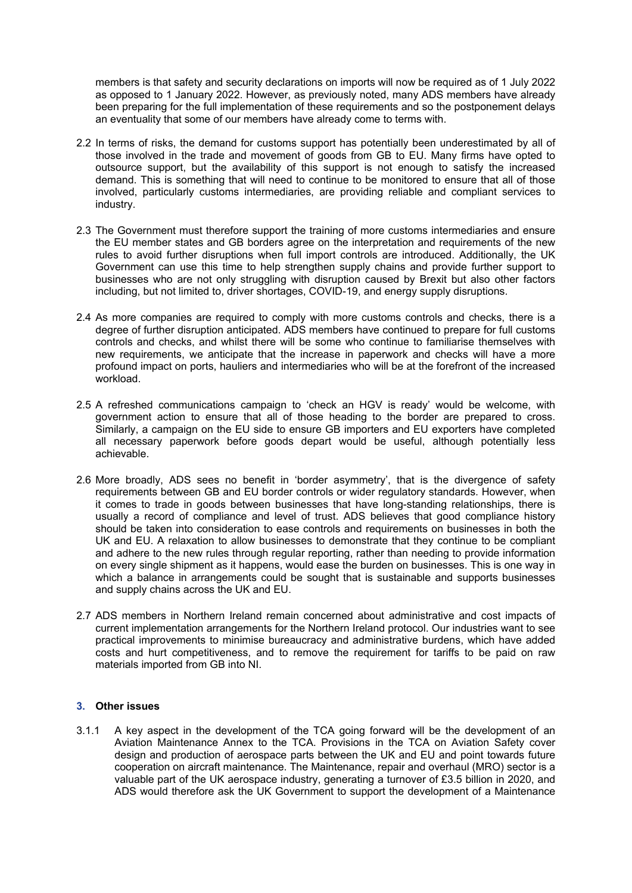members is that safety and security declarations on imports will now be required as of 1 July 2022 as opposed to 1 January 2022. However, as previously noted, many ADS members have already been preparing for the full implementation of these requirements and so the postponement delays an eventuality that some of our members have already come to terms with.

2.2 In terms of risks, the demand for customs support has potentially been underestimated by all of those involved in the trade and movement of goods from GB to EU. Many firms have opted to outsource support, but the availability of this support is not enough to satisfy the increased demand. This is something that will need to continue to be monitored to ensure that all of those involved, particularly customs intermediaries, are providing reliable and compliant services to industry.

2.3 The Government must therefore support the training of more customs intermediaries and ensure the EU member states and GB borders agree on the interpretation and requirements of the new rules to avoid further disruptions when full import controls are introduced. Additionally, the UK Government can use this time to help strengthen supply chains and provide further support to businesses who are not only struggling with disruption caused by Brexit but also other factors including, but not limited to, driver shortages, COVID-19, and energy supply disruptions.

2.4 As more companies are required to comply with more customs controls and checks, there is a degree of further disruption anticipated. ADS members have continued to prepare for full customs controls and checks, and whilst there will be some who continue to familiarise themselves with new requirements, we anticipate that the increase in paperwork and checks will have a more profound impact on ports, hauliers and intermediaries who will be at the forefront of the increased workload.

2.5 A refreshed communications campaign to 'check an HGV is ready' would be welcome, with government action to ensure that all of those heading to the border are prepared to cross. Similarly, a campaign on the EU side to ensure GB importers and EU exporters have completed all necessary paperwork before goods depart would be useful, although potentially less achievable.

2.6 More broadly, ADS sees no benefit in 'border asymmetry', that is the divergence of safety requirements between GB and EU border controls or wider regulatory standards. However, when it comes to trade in goods between businesses that have long-standing relationships, there is usually a record of compliance and level of trust. ADS believes that good compliance history should be taken into consideration to ease controls and requirements on businesses in both the UK and EU. A relaxation to allow businesses to demonstrate that they continue to be compliant and adhere to the new rules through regular reporting, rather than needing to provide information on every single shipment as it happens, would ease the burden on businesses. This is one way in which a balance in arrangements could be sought that is sustainable and supports businesses and supply chains across the UK and EU.

2.7 ADS members in Northern Ireland remain concerned about administrative and cost impacts of current implementation arrangements for the Northern Ireland protocol. Our industries want to see practical improvements to minimise bureaucracy and administrative burdens, which have added costs and hurt competitiveness, and to remove the requirement for tariffs to be paid on raw materials imported from GB into NI.

## 3. Other issues

3.1.1 A key aspect in the development of the TCA going forward will be the development of an Aviation Maintenance Annex to the TCA. Provisions in the TCA on Aviation Safety cover design and production of aerospace parts between the UK and EU and point towards future cooperation on aircraft maintenance. The Maintenance, repair and overhaul (MRO) sector is a valuable part of the UK aerospace industry, generating a turnover of £3.5 billion in 2020, and ADS would therefore ask the UK Government to support the development of a Maintenance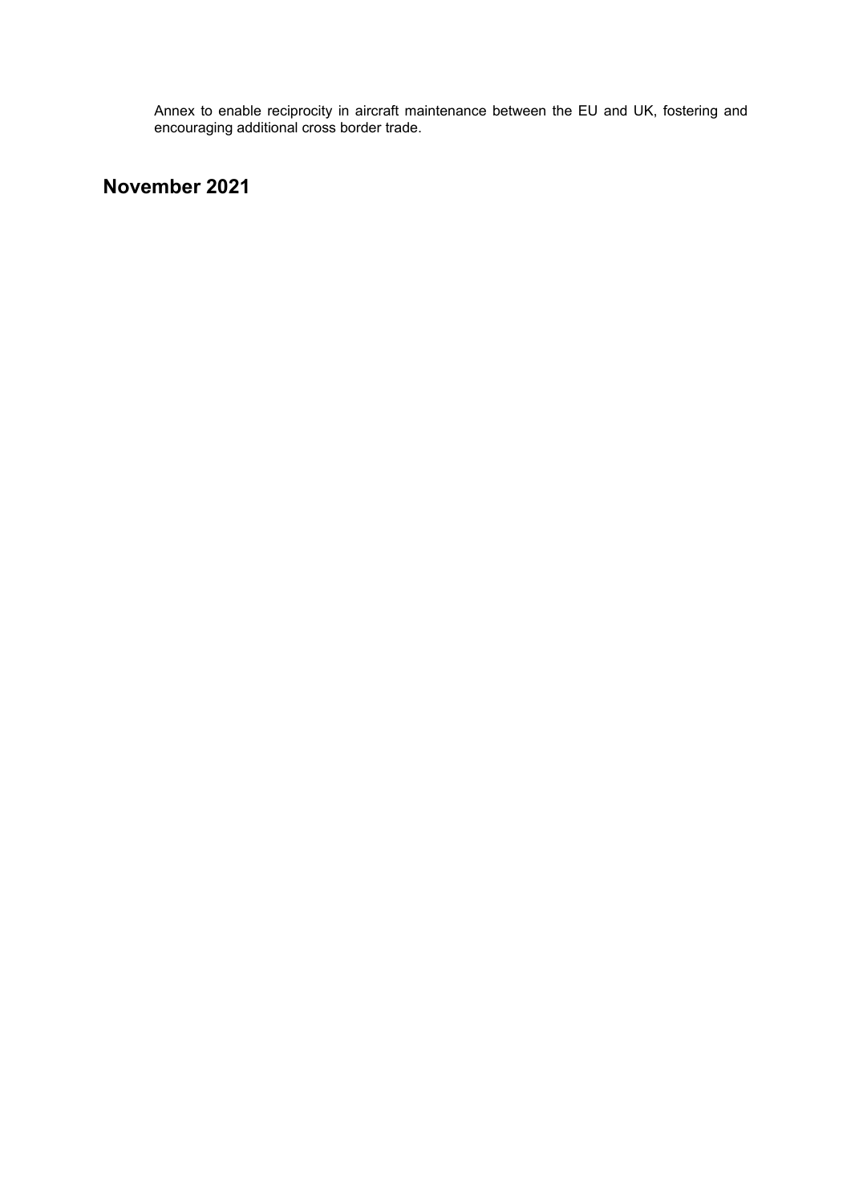Annex to enable reciprocity in aircraft maintenance between the EU and UK, fostering and encouraging additional cross border trade.

## November 2021